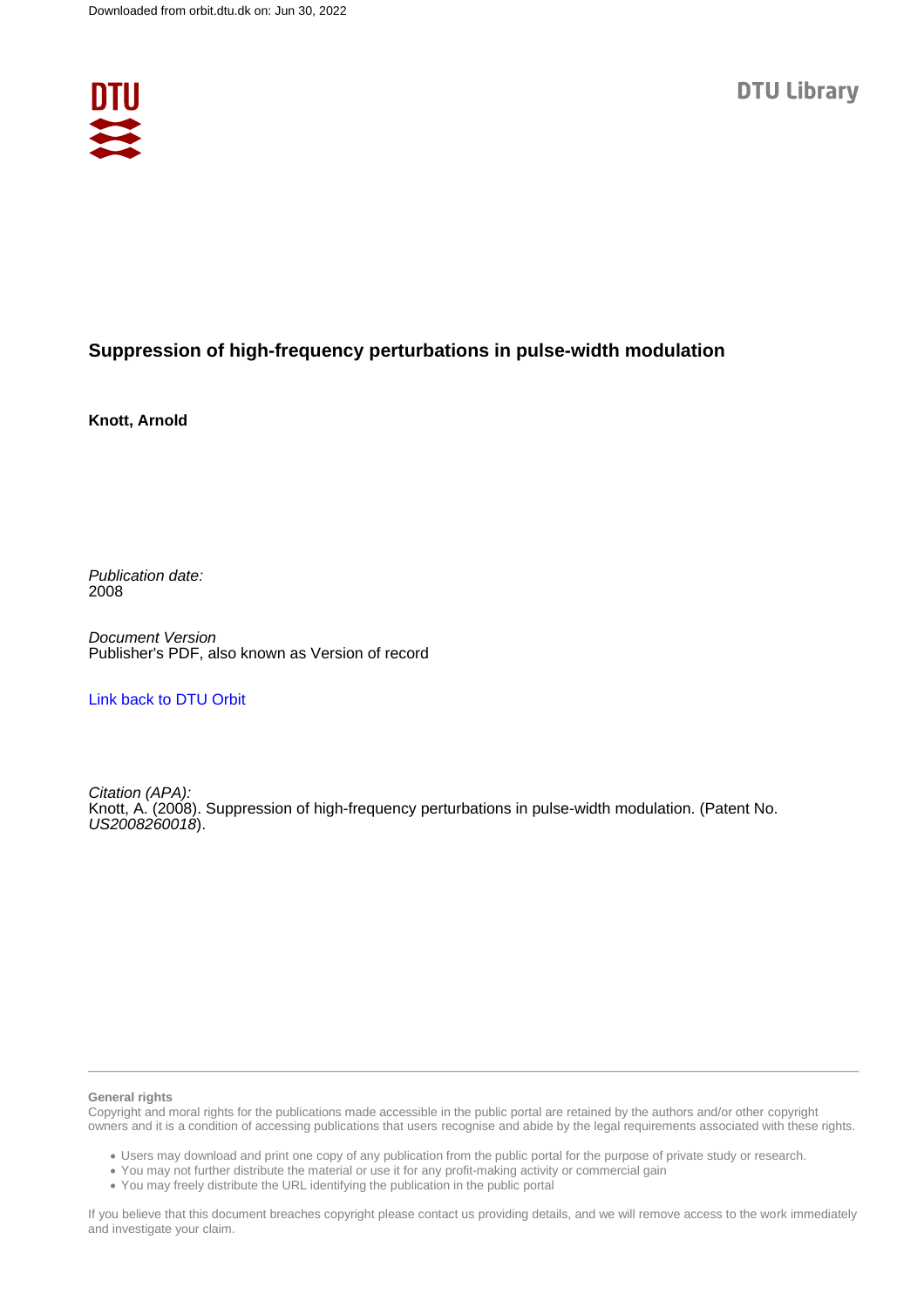Downloaded from orbit.dtu.dk on: Jun 30, 2022

DTU Library

# Suppression of high-frequency perturbations in pulse-width modulation

**Knott, Arnold**

*Publication date:*
2008

*Document Version*
Publisher's PDF, also known as Version of record

Link back to DTU Orbit

*Citation (APA):*
Knott, A. (2008). Suppression of high-frequency perturbations in pulse-width modulation. (Patent No. *US2008260018*).

**General rights**

Copyright and moral rights for the publications made accessible in the public portal are retained by the authors and/or other copyright owners and it is a condition of accessing publications that users recognise and abide by the legal requirements associated with these rights.

- Users may download and print one copy of any publication from the public portal for the purpose of private study or research.
- You may not further distribute the material or use it for any profit-making activity or commercial gain
- You may freely distribute the URL identifying the publication in the public portal

If you believe that this document breaches copyright please contact us providing details, and we will remove access to the work immediately and investigate your claim.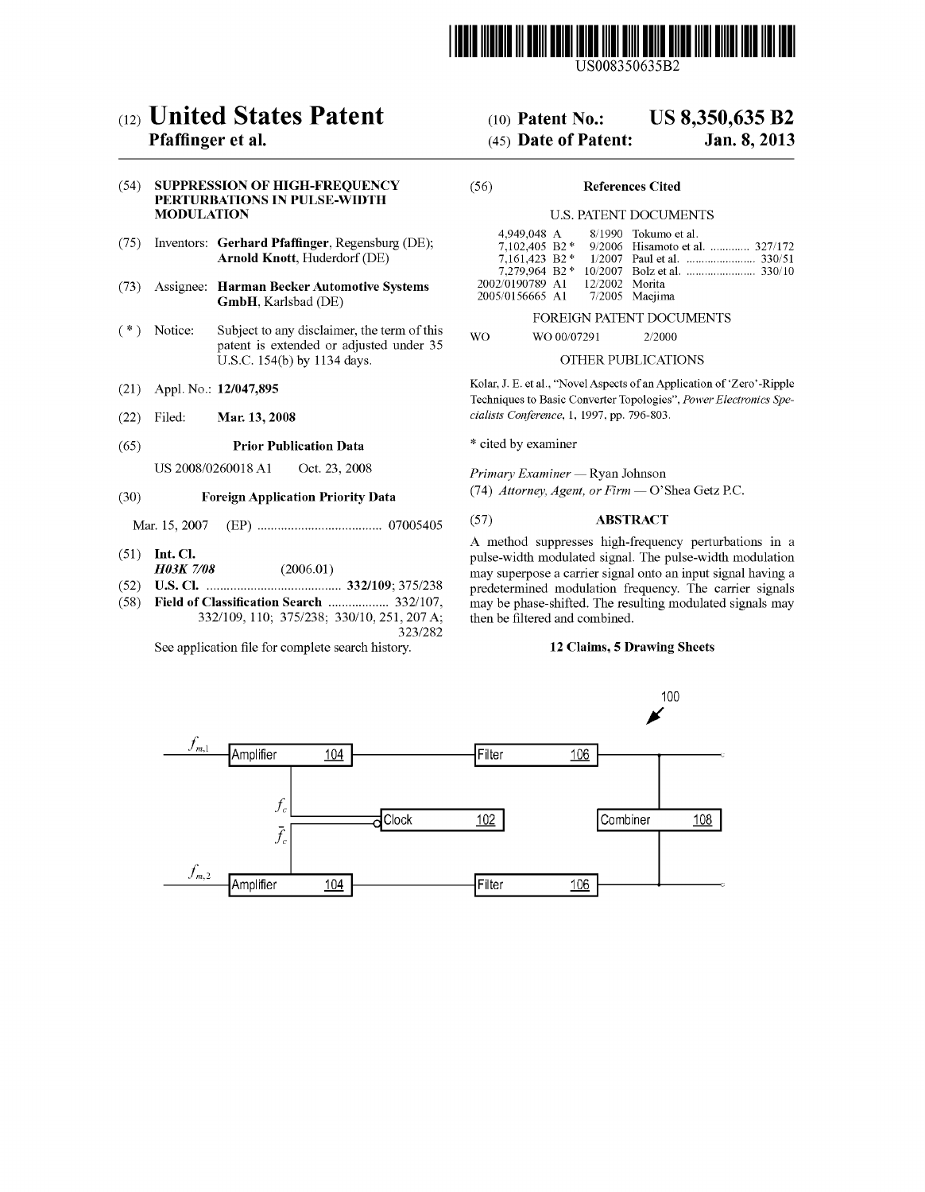US008350635B2

# (12) United States Patent
**Pfaffinger et al.**

(10) **Patent No.: US 8,350,635 B2**

(45) **Date of Patent: Jan. 8, 2013**

(54) **SUPPRESSION OF HIGH-FREQUENCY PERTURBATIONS IN PULSE-WIDTH MODULATION**

(75) Inventors: **Gerhard Pfaffinger**, Regensburg (DE); **Arnold Knott**, Huderdorf (DE)

(73) Assignee: **Harman Becker Automotive Systems GmbH**, Karlsbad (DE)

( * ) Notice: Subject to any disclaimer, the term of this patent is extended or adjusted under 35 U.S.C. 154(b) by 1134 days.

(21) Appl. No.: **12/047,895**

(22) Filed: **Mar. 13, 2008**

(65) **Prior Publication Data**

US 2008/0260018 A1 Oct. 23, 2008

(30) **Foreign Application Priority Data**

Mar. 15, 2007 (EP) ..................................... 07005405

(51) **Int. Cl.**
*H03K 7/08* (2006.01)

(52) **U.S. Cl.** ........................................ **332/109**; 375/238

(58) **Field of Classification Search** .................. 332/107, 332/109, 110; 375/238; 330/10, 251, 207 A; 323/282

See application file for complete search history.

(56) **References Cited**

U.S. PATENT DOCUMENTS

| | | | | |
|---|---|---|---|---|
| 4,949,048 A | | 8/1990 | Tokumo et al. | |
| 7,102,405 B2 | * | 9/2006 | Hisamoto et al. | 327/172 |
| 7,161,423 B2 | * | 1/2007 | Paul et al. | 330/51 |
| 7,279,964 B2 | * | 10/2007 | Bolz et al. | 330/10 |
| 2002/0190789 A1 | | 12/2002 | Morita | |
| 2005/0156665 A1 | | 7/2005 | Maejima | |

FOREIGN PATENT DOCUMENTS

WO WO 00/07291 2/2000

OTHER PUBLICATIONS

Kolar, J. E. et al., "Novel Aspects of an Application of 'Zero'-Ripple Techniques to Basic Converter Topologies", *Power Electronics Specialists Conference*, 1, 1997, pp. 796-803.

\* cited by examiner

*Primary Examiner* — Ryan Johnson

(74) *Attorney, Agent, or Firm* — O'Shea Getz P.C.

(57) **ABSTRACT**

A method suppresses high-frequency perturbations in a pulse-width modulated signal. The pulse-width modulation may superpose a carrier signal onto an input signal having a predetermined modulation frequency. The carrier signals may be phase-shifted. The resulting modulated signals may then be filtered and combined.

**12 Claims, 5 Drawing Sheets**

100

$f_{m,1}$ Amplifier 104 — Filter 106

$f_c$ Clock 102 Combiner 108

$\bar{f}_c$

$f_{m,2}$ Amplifier 104 — Filter 106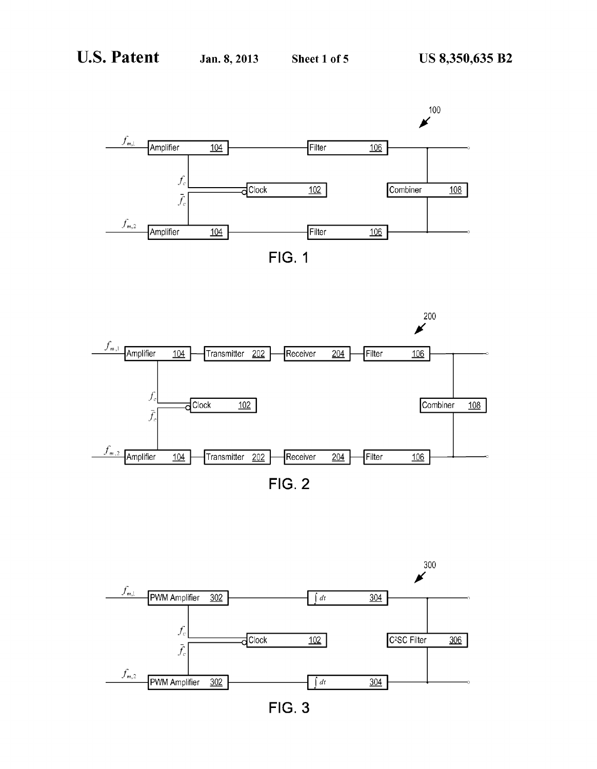$f_{m,1}$
Amplifier 104
Filter 106
100
$f_c$
Clock 102
Combiner 108
$\bar{f}_c$
$f_{m,2}$
Amplifier 104
Filter 106

FIG. 1

200
$f_{m,1}$
Amplifier 104
Transmitter 202
Receiver 204
Filter 106
$f_c$
Clock 102
Combiner 108
$\bar{f}_c$
$f_{m,2}$
Amplifier 104
Transmitter 202
Receiver 204
Filter 106

FIG. 2

300
$f_{m,1}$
PWM Amplifier 302
$\int dt$ 304
$f_c$
Clock 102
C²SC Filter 306
$\bar{f}_c$
$f_{m,2}$
PWM Amplifier 302
$\int dt$ 304

FIG. 3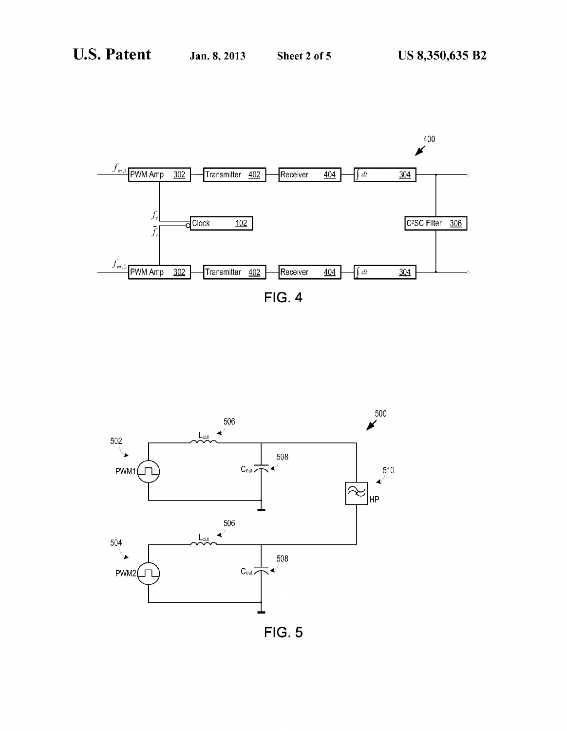400

$f_{m,1}$ PWM Amp 302 — Transmitter 402 — Receiver 404 — $\int dt$ 304

$f_c$

Clock 102

$\bar{f}_c$

C²SC Filter 306

$f_{m,2}$ PWM Amp 302 — Transmitter 402 — Receiver 404 — $\int dt$ 304

FIG. 4

500

502

PWM1

506

$L_{out}$

508

$C_{out}$

510

HP

504

PWM2

506

$L_{out}$

508

$C_{out}$

FIG. 5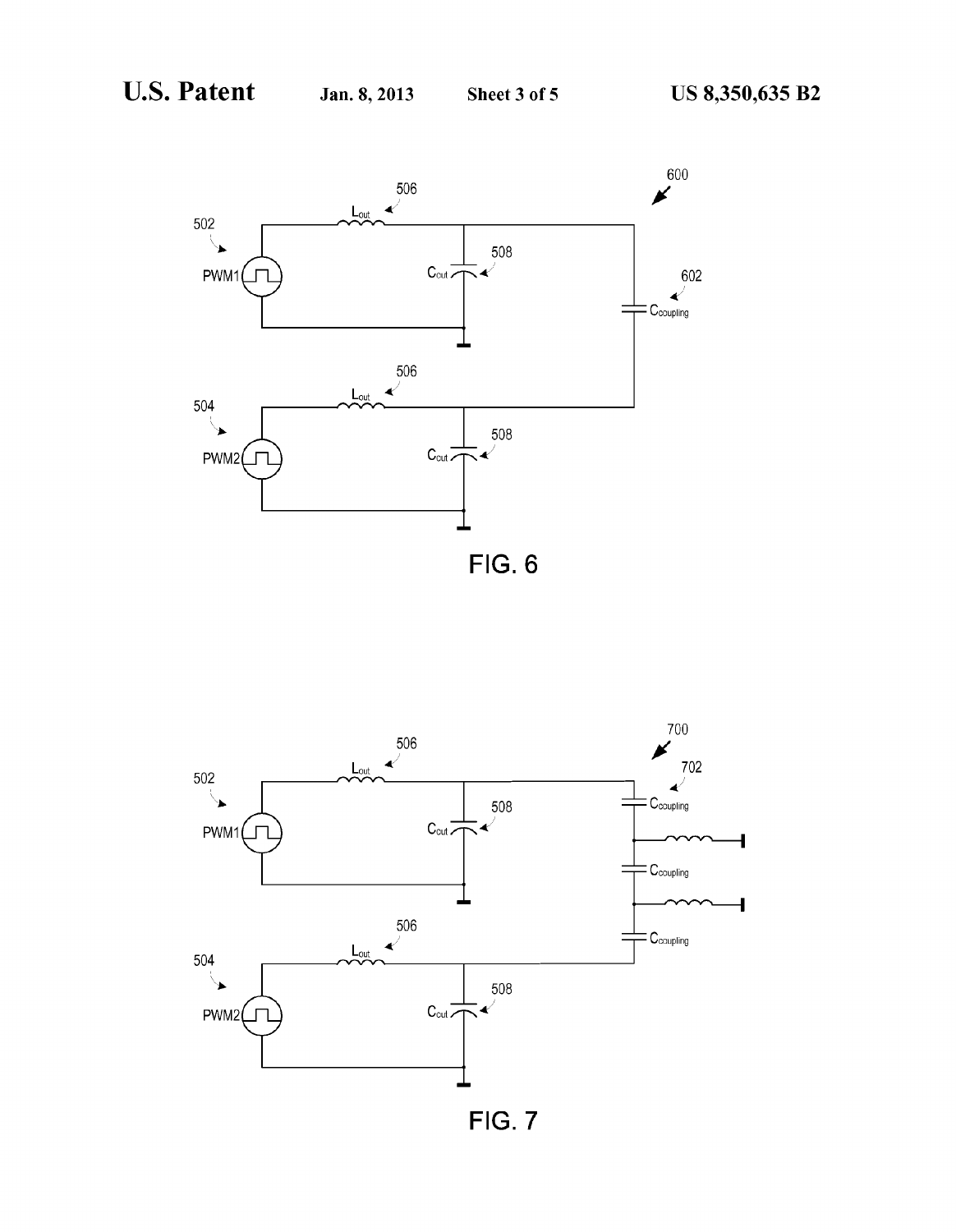600

506

$L_{out}$

502

508

$C_{out}$

602

PWM1

$C_{coupling}$

506

$L_{out}$

504

508

$C_{out}$

PWM2

FIG. 6

700

506

702

$L_{out}$

$C_{coupling}$

502

508

$C_{out}$

PWM1

$C_{coupling}$

506

$C_{coupling}$

$L_{out}$

504

508

$C_{out}$

PWM2

FIG. 7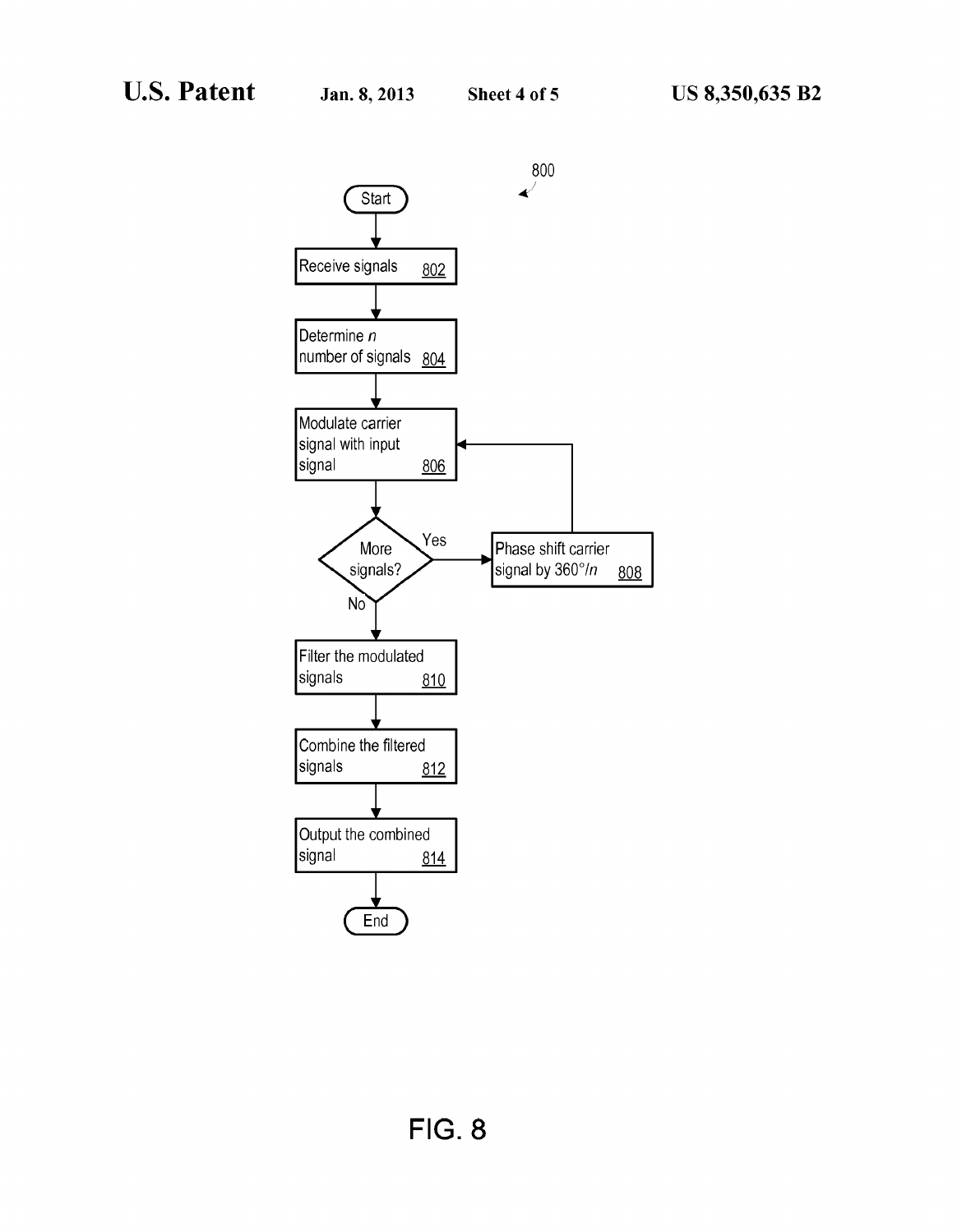800

Start

Receive signals 802

Determine $n$ number of signals 804

Modulate carrier signal with input signal 806

More signals?

Yes

Phase shift carrier signal by 360°/$n$ 808

No

Filter the modulated signals 810

Combine the filtered signals 812

Output the combined signal 814

End

FIG. 8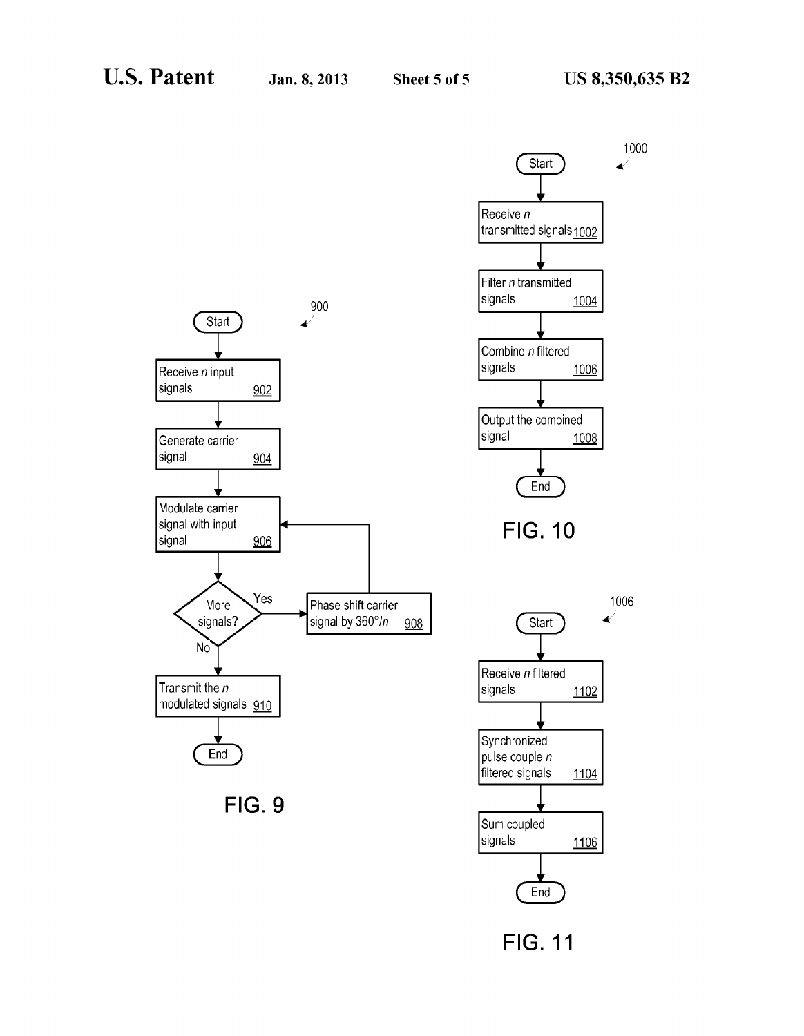FIG. 9

900

Start

Receive $n$ input signals 902

Generate carrier signal 904

Modulate carrier signal with input signal 906

More signals?

Yes

Phase shift carrier signal by 360°/$n$ 908

No

Transmit the $n$ modulated signals 910

End

FIG. 10

1000

Start

Receive $n$ transmitted signals 1002

Filter $n$ transmitted signals 1004

Combine $n$ filtered signals 1006

Output the combined signal 1008

End

FIG. 11

1006

Start

Receive $n$ filtered signals 1102

Synchronized pulse couple $n$ filtered signals 1104

Sum coupled signals 1106

End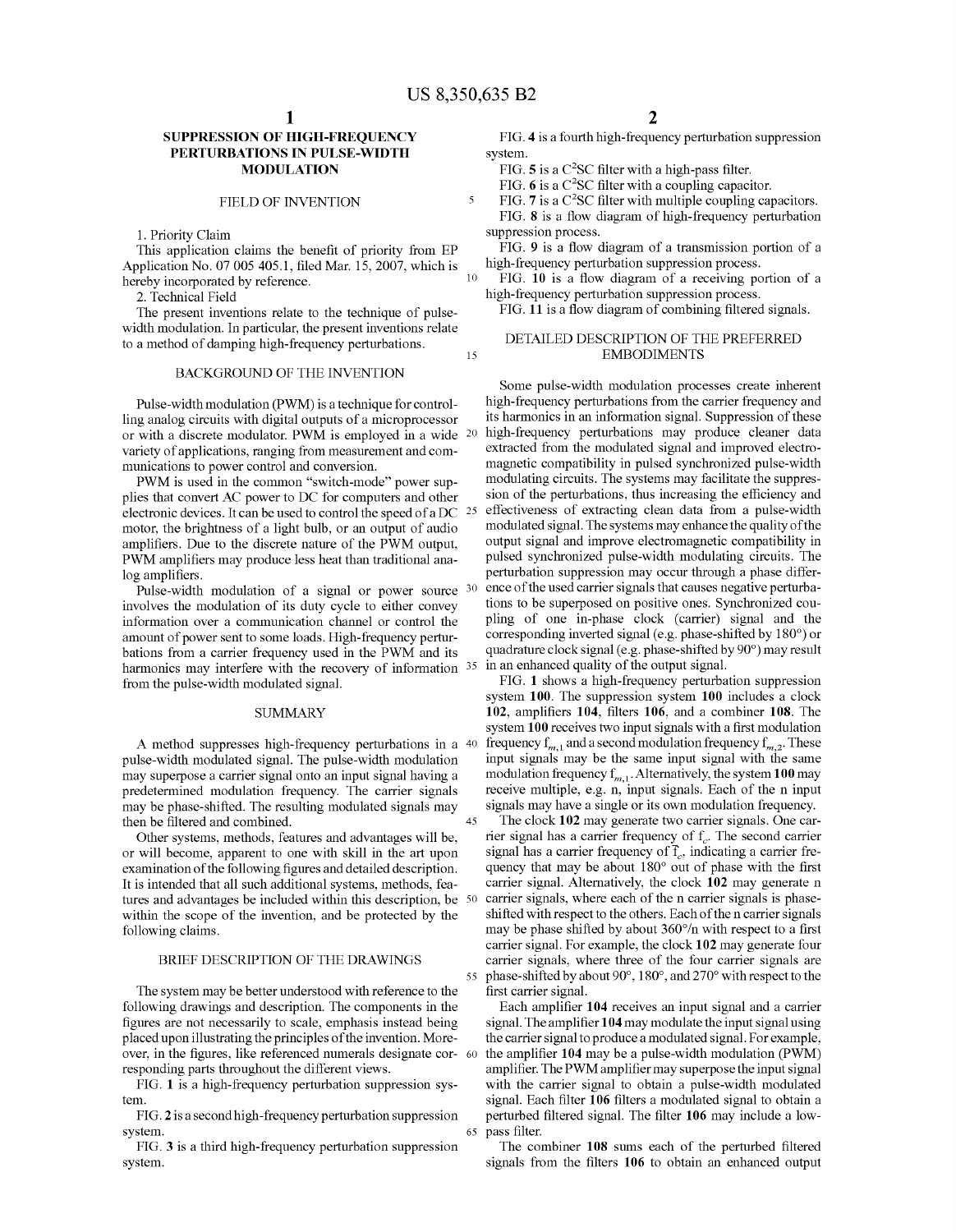# SUPPRESSION OF HIGH-FREQUENCY PERTURBATIONS IN PULSE-WIDTH MODULATION

## FIELD OF INVENTION

1. Priority Claim

This application claims the benefit of priority from EP Application No. 07 005 405.1, filed Mar. 15, 2007, which is hereby incorporated by reference.

2. Technical Field

The present inventions relate to the technique of pulse-width modulation. In particular, the present inventions relate to a method of damping high-frequency perturbations.

## BACKGROUND OF THE INVENTION

Pulse-width modulation (PWM) is a technique for controlling analog circuits with digital outputs of a microprocessor or with a discrete modulator. PWM is employed in a wide variety of applications, ranging from measurement and communications to power control and conversion.

PWM is used in the common "switch-mode" power supplies that convert AC power to DC for computers and other electronic devices. It can be used to control the speed of a DC motor, the brightness of a light bulb, or an output of audio amplifiers. Due to the discrete nature of the PWM output, PWM amplifiers may produce less heat than traditional analog amplifiers.

Pulse-width modulation of a signal or power source involves the modulation of its duty cycle to either convey information over a communication channel or control the amount of power sent to some loads. High-frequency perturbations from a carrier frequency used in the PWM and its harmonics may interfere with the recovery of information from the pulse-width modulated signal.

## SUMMARY

A method suppresses high-frequency perturbations in a pulse-width modulated signal. The pulse-width modulation may superpose a carrier signal onto an input signal having a predetermined modulation frequency. The carrier signals may be phase-shifted. The resulting modulated signals may then be filtered and combined.

Other systems, methods, features and advantages will be, or will become, apparent to one with skill in the art upon examination of the following figures and detailed description. It is intended that all such additional systems, methods, features and advantages be included within this description, be within the scope of the invention, and be protected by the following claims.

## BRIEF DESCRIPTION OF THE DRAWINGS

The system may be better understood with reference to the following drawings and description. The components in the figures are not necessarily to scale, emphasis instead being placed upon illustrating the principles of the invention. Moreover, in the figures, like referenced numerals designate corresponding parts throughout the different views.

FIG. 1 is a high-frequency perturbation suppression system.

FIG. 2 is a second high-frequency perturbation suppression system.

FIG. 3 is a third high-frequency perturbation suppression system.

FIG. 4 is a fourth high-frequency perturbation suppression system.

FIG. 5 is a $C^2SC$ filter with a high-pass filter.

FIG. 6 is a $C^2SC$ filter with a coupling capacitor.

FIG. 7 is a $C^2SC$ filter with multiple coupling capacitors.

FIG. 8 is a flow diagram of high-frequency perturbation suppression process.

FIG. 9 is a flow diagram of a transmission portion of a high-frequency perturbation suppression process.

FIG. 10 is a flow diagram of a receiving portion of a high-frequency perturbation suppression process.

FIG. 11 is a flow diagram of combining filtered signals.

## DETAILED DESCRIPTION OF THE PREFERRED EMBODIMENTS

Some pulse-width modulation processes create inherent high-frequency perturbations from the carrier frequency and its harmonics in an information signal. Suppression of these high-frequency perturbations may produce cleaner data extracted from the modulated signal and improved electromagnetic compatibility in pulsed synchronized pulse-width modulating circuits. The systems may facilitate the suppression of the perturbations, thus increasing the efficiency and effectiveness of extracting clean data from a pulse-width modulated signal. The systems may enhance the quality of the output signal and improve electromagnetic compatibility in pulsed synchronized pulse-width modulating circuits. The perturbation suppression may occur through a phase difference of the used carrier signals that causes negative perturbations to be superposed on positive ones. Synchronized coupling of one in-phase clock (carrier) signal and the corresponding inverted signal (e.g. phase-shifted by 180°) or quadrature clock signal (e.g. phase-shifted by 90°) may result in an enhanced quality of the output signal.

FIG. 1 shows a high-frequency perturbation suppression system 100. The suppression system 100 includes a clock 102, amplifiers 104, filters 106, and a combiner 108. The system 100 receives two input signals with a first modulation frequency $f_{m,1}$ and a second modulation frequency $f_{m,2}$. These input signals may be the same input signal with the same modulation frequency $f_{m,1}$. Alternatively, the system 100 may receive multiple, e.g. n, input signals. Each of the n input signals may have a single or its own modulation frequency.

The clock 102 may generate two carrier signals. One carrier signal has a carrier frequency of $f_c$. The second carrier signal has a carrier frequency of $\bar{f}_c$, indicating a carrier frequency that may be about 180° out of phase with the first carrier signal. Alternatively, the clock 102 may generate n carrier signals, where each of the n carrier signals is phase-shifted with respect to the others. Each of the n carrier signals may be phase shifted by about 360°/n with respect to a first carrier signal. For example, the clock 102 may generate four carrier signals, where three of the four carrier signals are phase-shifted by about 90°, 180°, and 270° with respect to the first carrier signal.

Each amplifier 104 receives an input signal and a carrier signal. The amplifier 104 may modulate the input signal using the carrier signal to produce a modulated signal. For example, the amplifier 104 may be a pulse-width modulation (PWM) amplifier. The PWM amplifier may superpose the input signal with the carrier signal to obtain a pulse-width modulated signal. Each filter 106 filters a modulated signal to obtain a perturbed filtered signal. The filter 106 may include a low-pass filter.

The combiner 108 sums each of the perturbed filtered signals from the filters 106 to obtain an enhanced output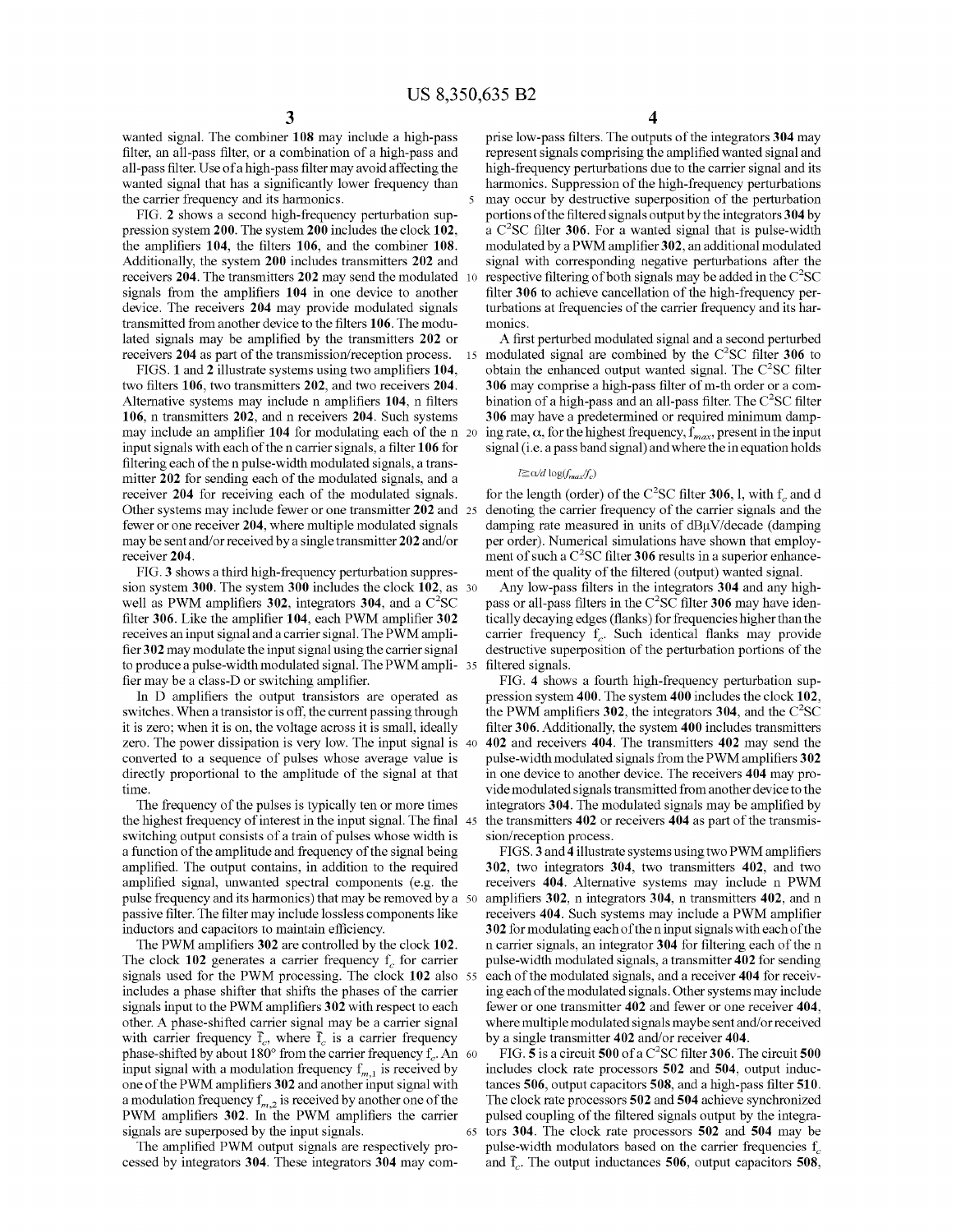wanted signal. The combiner 108 may include a high-pass filter, an all-pass filter, or a combination of a high-pass and all-pass filter. Use of a high-pass filter may avoid affecting the wanted signal that has a significantly lower frequency than the carrier frequency and its harmonics.

FIG. 2 shows a second high-frequency perturbation suppression system 200. The system 200 includes the clock 102, the amplifiers 104, the filters 106, and the combiner 108. Additionally, the system 200 includes transmitters 202 and receivers 204. The transmitters 202 may send the modulated signals from the amplifiers 104 in one device to another device. The receivers 204 may provide modulated signals transmitted from another device to the filters 106. The modulated signals may be amplified by the transmitters 202 or receivers 204 as part of the transmission/reception process.

FIGS. 1 and 2 illustrate systems using two amplifiers 104, two filters 106, two transmitters 202, and two receivers 204. Alternative systems may include n amplifiers 104, n filters 106, n transmitters 202, and n receivers 204. Such systems may include an amplifier 104 for modulating each of the n input signals with each of the n carrier signals, a filter 106 for filtering each of the n pulse-width modulated signals, a transmitter 202 for sending each of the modulated signals, and a receiver 204 for receiving each of the modulated signals. Other systems may include fewer or one transmitter 202 and fewer or one receiver 204, where multiple modulated signals may be sent and/or received by a single transmitter 202 and/or receiver 204.

FIG. 3 shows a third high-frequency perturbation suppression system 300. The system 300 includes the clock 102, as well as PWM amplifiers 302, integrators 304, and a $C^2SC$ filter 306. Like the amplifier 104, each PWM amplifier 302 receives an input signal and a carrier signal. The PWM amplifier 302 may modulate the input signal using the carrier signal to produce a pulse-width modulated signal. The PWM amplifier may be a class-D or switching amplifier.

In D amplifiers the output transistors are operated as switches. When a transistor is off, the current passing through it is zero; when it is on, the voltage across it is small, ideally zero. The power dissipation is very low. The input signal is converted to a sequence of pulses whose average value is directly proportional to the amplitude of the signal at that time.

The frequency of the pulses is typically ten or more times the highest frequency of interest in the input signal. The final switching output consists of a train of pulses whose width is a function of the amplitude and frequency of the signal being amplified. The output contains, in addition to the required amplified signal, unwanted spectral components (e.g. the pulse frequency and its harmonics) that may be removed by a passive filter. The filter may include lossless components like inductors and capacitors to maintain efficiency.

The PWM amplifiers 302 are controlled by the clock 102. The clock 102 generates a carrier frequency $f_c$ for carrier signals used for the PWM processing. The clock 102 also includes a phase shifter that shifts the phases of the carrier signals input to the PWM amplifiers 302 with respect to each other. A phase-shifted carrier signal may be a carrier signal with carrier frequency $\tilde{f}_c$, where $\tilde{f}_c$ is a carrier frequency phase-shifted by about 180° from the carrier frequency $f_c$. An input signal with a modulation frequency $f_{m,1}$ is received by one of the PWM amplifiers 302 and another input signal with a modulation frequency $f_{m,2}$ is received by another one of the PWM amplifiers 302. In the PWM amplifiers the carrier signals are superposed by the input signals.

The amplified PWM output signals are respectively processed by integrators 304. These integrators 304 may comprise low-pass filters. The outputs of the integrators 304 may represent signals comprising the amplified wanted signal and high-frequency perturbations due to the carrier signal and its harmonics. Suppression of the high-frequency perturbations may occur by destructive superposition of the perturbation portions of the filtered signals output by the integrators 304 by a $C^2SC$ filter 306. For a wanted signal that is pulse-width modulated by a PWM amplifier 302, an additional modulated signal with corresponding negative perturbations after the respective filtering of both signals may be added in the $C^2SC$ filter 306 to achieve cancellation of the high-frequency perturbations at frequencies of the carrier frequency and its harmonics.

A first perturbed modulated signal and a second perturbed modulated signal are combined by the $C^2SC$ filter 306 to obtain the enhanced output wanted signal. The $C^2SC$ filter 306 may comprise a high-pass filter of m-th order or a combination of a high-pass and an all-pass filter. The $C^2SC$ filter 306 may have a predetermined or required minimum damping rate, $\alpha$, for the highest frequency, $f_{max}$, present in the input signal (i.e. a pass band signal) and where the in equation holds

$$l \geqq \alpha/d \log(f_{max}/f_c)$$

for the length (order) of the $C^2SC$ filter 306, l, with $f_c$ and d denoting the carrier frequency of the carrier signals and the damping rate measured in units of dBμV/decade (damping per order). Numerical simulations have shown that employment of such a $C^2SC$ filter 306 results in a superior enhancement of the quality of the filtered (output) wanted signal.

Any low-pass filters in the integrators 304 and any high-pass or all-pass filters in the $C^2SC$ filter 306 may have identically decaying edges (flanks) for frequencies higher than the carrier frequency $f_c$. Such identical flanks may provide destructive superposition of the perturbation portions of the filtered signals.

FIG. 4 shows a fourth high-frequency perturbation suppression system 400. The system 400 includes the clock 102, the PWM amplifiers 302, the integrators 304, and the $C^2SC$ filter 306. Additionally, the system 400 includes transmitters 402 and receivers 404. The transmitters 402 may send the pulse-width modulated signals from the PWM amplifiers 302 in one device to another device. The receivers 404 may provide modulated signals transmitted from another device to the integrators 304. The modulated signals may be amplified by the transmitters 402 or receivers 404 as part of the transmission/reception process.

FIGS. 3 and 4 illustrate systems using two PWM amplifiers 302, two integrators 304, two transmitters 402, and two receivers 404. Alternative systems may include n PWM amplifiers 302, n integrators 304, n transmitters 402, and n receivers 404. Such systems may include a PWM amplifier 302 for modulating each of the n input signals with each of the n carrier signals, an integrator 304 for filtering each of the n pulse-width modulated signals, a transmitter 402 for sending each of the modulated signals, and a receiver 404 for receiving each of the modulated signals. Other systems may include fewer or one transmitter 402 and fewer or one receiver 404, where multiple modulated signals maybe sent and/or received by a single transmitter 402 and/or receiver 404.

FIG. 5 is a circuit 500 of a $C^2SC$ filter 306. The circuit 500 includes clock rate processors 502 and 504, output inductances 506, output capacitors 508, and a high-pass filter 510. The clock rate processors 502 and 504 achieve synchronized pulsed coupling of the filtered signals output by the integrators 304. The clock rate processors 502 and 504 may be pulse-width modulators based on the carrier frequencies $f_c$ and $\tilde{f}_c$. The output inductances 506, output capacitors 508,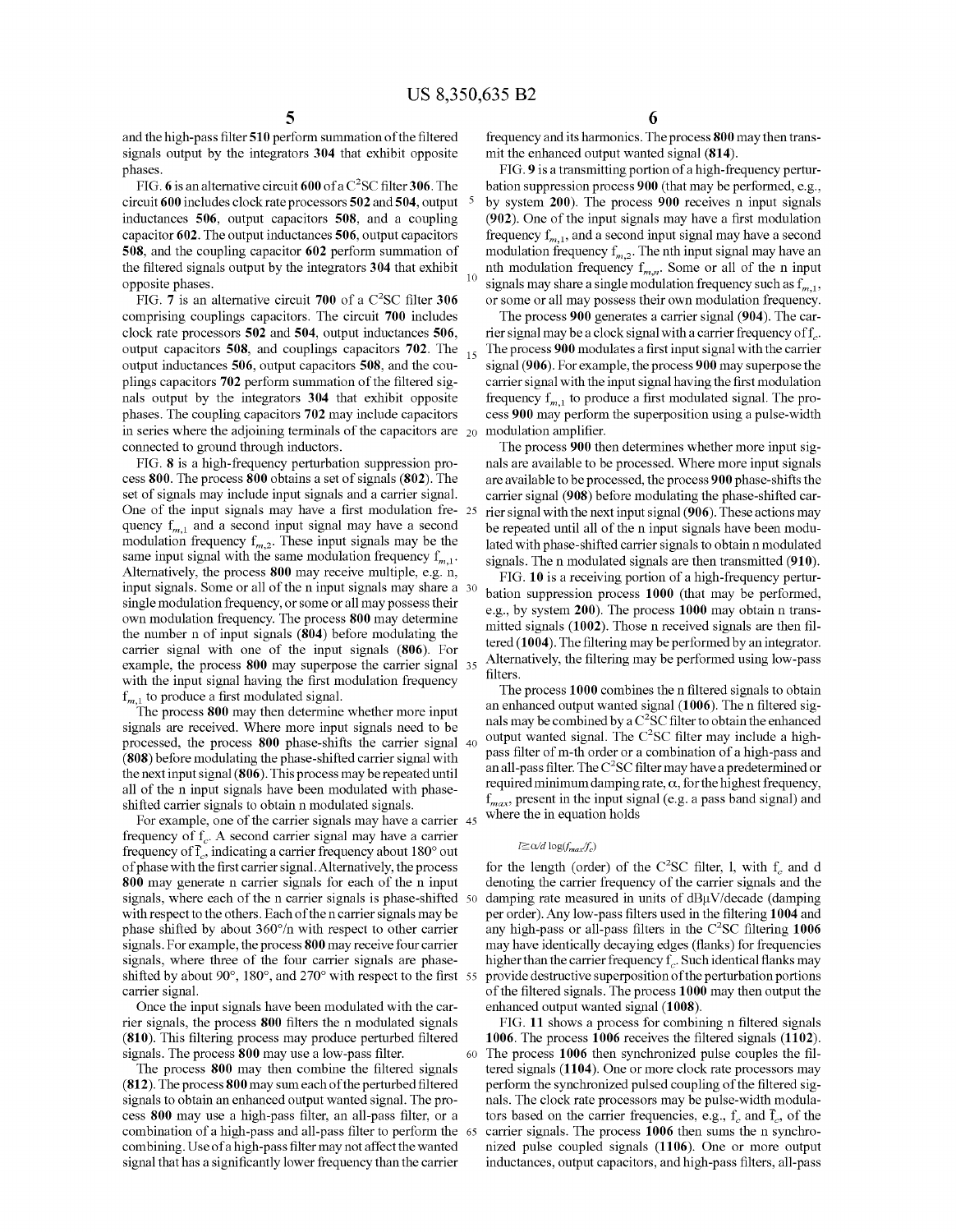and the high-pass filter 510 perform summation of the filtered signals output by the integrators 304 that exhibit opposite phases.

FIG. 6 is an alternative circuit 600 of a $C^2SC$ filter 306. The circuit 600 includes clock rate processors 502 and 504, output inductances 506, output capacitors 508, and a coupling capacitor 602. The output inductances 506, output capacitors 508, and the coupling capacitor 602 perform summation of the filtered signals output by the integrators 304 that exhibit opposite phases.

FIG. 7 is an alternative circuit 700 of a $C^2SC$ filter 306 comprising couplings capacitors. The circuit 700 includes clock rate processors 502 and 504, output inductances 506, output capacitors 508, and couplings capacitors 702. The output inductances 506, output capacitors 508, and the couplings capacitors 702 perform summation of the filtered signals output by the integrators 304 that exhibit opposite phases. The coupling capacitors 702 may include capacitors in series where the adjoining terminals of the capacitors are connected to ground through inductors.

FIG. 8 is a high-frequency perturbation suppression process 800. The process 800 obtains a set of signals (802). The set of signals may include input signals and a carrier signal. One of the input signals may have a first modulation frequency $f_{m,1}$ and a second input signal may have a second modulation frequency $f_{m,2}$. These input signals may be the same input signal with the same modulation frequency $f_{m,1}$. Alternatively, the process 800 may receive multiple, e.g. n, input signals. Some or all of the n input signals may share a single modulation frequency, or some or all may possess their own modulation frequency. The process 800 may determine the number n of input signals (804) before modulating the carrier signal with one of the input signals (806). For example, the process 800 may superpose the carrier signal with the input signal having the first modulation frequency $f_{m,1}$ to produce a first modulated signal.

The process 800 may then determine whether more input signals are received. Where more input signals need to be processed, the process 800 phase-shifts the carrier signal (808) before modulating the phase-shifted carrier signal with the next input signal (806). This process may be repeated until all of the n input signals have been modulated with phase-shifted carrier signals to obtain n modulated signals.

For example, one of the carrier signals may have a carrier frequency of $f_c$. A second carrier signal may have a carrier frequency of $\tilde{f}_c$, indicating a carrier frequency about 180° out of phase with the first carrier signal. Alternatively, the process 800 may generate n carrier signals for each of the n input signals, where each of the n carrier signals is phase-shifted with respect to the others. Each of the n carrier signals may be phase shifted by about 360°/n with respect to other carrier signals. For example, the process 800 may receive four carrier signals, where three of the four carrier signals are phase-shifted by about 90°, 180°, and 270° with respect to the first carrier signal.

Once the input signals have been modulated with the carrier signals, the process 800 filters the n modulated signals (810). This filtering process may produce perturbed filtered signals. The process 800 may use a low-pass filter.

The process 800 may then combine the filtered signals (812). The process 800 may sum each of the perturbed filtered signals to obtain an enhanced output wanted signal. The process 800 may use a high-pass filter, an all-pass filter, or a combination of a high-pass and all-pass filter to perform the combining. Use of a high-pass filter may not affect the wanted signal that has a significantly lower frequency than the carrier frequency and its harmonics. The process 800 may then transmit the enhanced output wanted signal (814).

FIG. 9 is a transmitting portion of a high-frequency perturbation suppression process 900 (that may be performed, e.g., by system 200). The process 900 receives n input signals (902). One of the input signals may have a first modulation frequency $f_{m,1}$, and a second input signal may have a second modulation frequency $f_{m,2}$. The nth input signal may have an nth modulation frequency $f_{m,n}$. Some or all of the n input signals may share a single modulation frequency such as $f_{m,1}$, or some or all may possess their own modulation frequency.

The process 900 generates a carrier signal (904). The carrier signal may be a clock signal with a carrier frequency of $f_c$. The process 900 modulates a first input signal with the carrier signal (906). For example, the process 900 may superpose the carrier signal with the input signal having the first modulation frequency $f_{m,1}$ to produce a first modulated signal. The process 900 may perform the superposition using a pulse-width modulation amplifier.

The process 900 then determines whether more input signals are available to be processed. Where more input signals are available to be processed, the process 900 phase-shifts the carrier signal (908) before modulating the phase-shifted carrier signal with the next input signal (906). These actions may be repeated until all of the n input signals have been modulated with phase-shifted carrier signals to obtain n modulated signals. The n modulated signals are then transmitted (910).

FIG. 10 is a receiving portion of a high-frequency perturbation suppression process 1000 (that may be performed, e.g., by system 200). The process 1000 may obtain n transmitted signals (1002). Those n received signals are then filtered (1004). The filtering may be performed by an integrator. Alternatively, the filtering may be performed using low-pass filters.

The process 1000 combines the n filtered signals to obtain an enhanced output wanted signal (1006). The n filtered signals may be combined by a $C^2SC$ filter to obtain the enhanced output wanted signal. The $C^2SC$ filter may include a high-pass filter of m-th order or a combination of a high-pass and an all-pass filter. The $C^2SC$ filter may have a predetermined or required minimum damping rate, $\alpha$, for the highest frequency, $f_{max}$, present in the input signal (e.g. a pass band signal) and where the in equation holds

$$l \geq \alpha / d \log(f_{max}/f_c)$$

for the length (order) of the $C^2SC$ filter, l, with $f_c$ and d denoting the carrier frequency of the carrier signals and the damping rate measured in units of dBμV/decade (damping per order). Any low-pass filters used in the filtering 1004 and any high-pass or all-pass filters in the $C^2SC$ filtering 1006 may have identically decaying edges (flanks) for frequencies higher than the carrier frequency $f_c$. Such identical flanks may provide destructive superposition of the perturbation portions of the filtered signals. The process 1000 may then output the enhanced output wanted signal (1008).

FIG. 11 shows a process for combining n filtered signals 1006. The process 1006 receives the filtered signals (1102). The process 1006 then synchronized pulse couples the filtered signals (1104). One or more clock rate processors may perform the synchronized pulsed coupling of the filtered signals. The clock rate processors may be pulse-width modulators based on the carrier frequencies, e.g., $f_c$ and $\tilde{f}_c$, of the carrier signals. The process 1006 then sums the n synchronized pulse coupled signals (1106). One or more output inductances, output capacitors, and high-pass filters, all-pass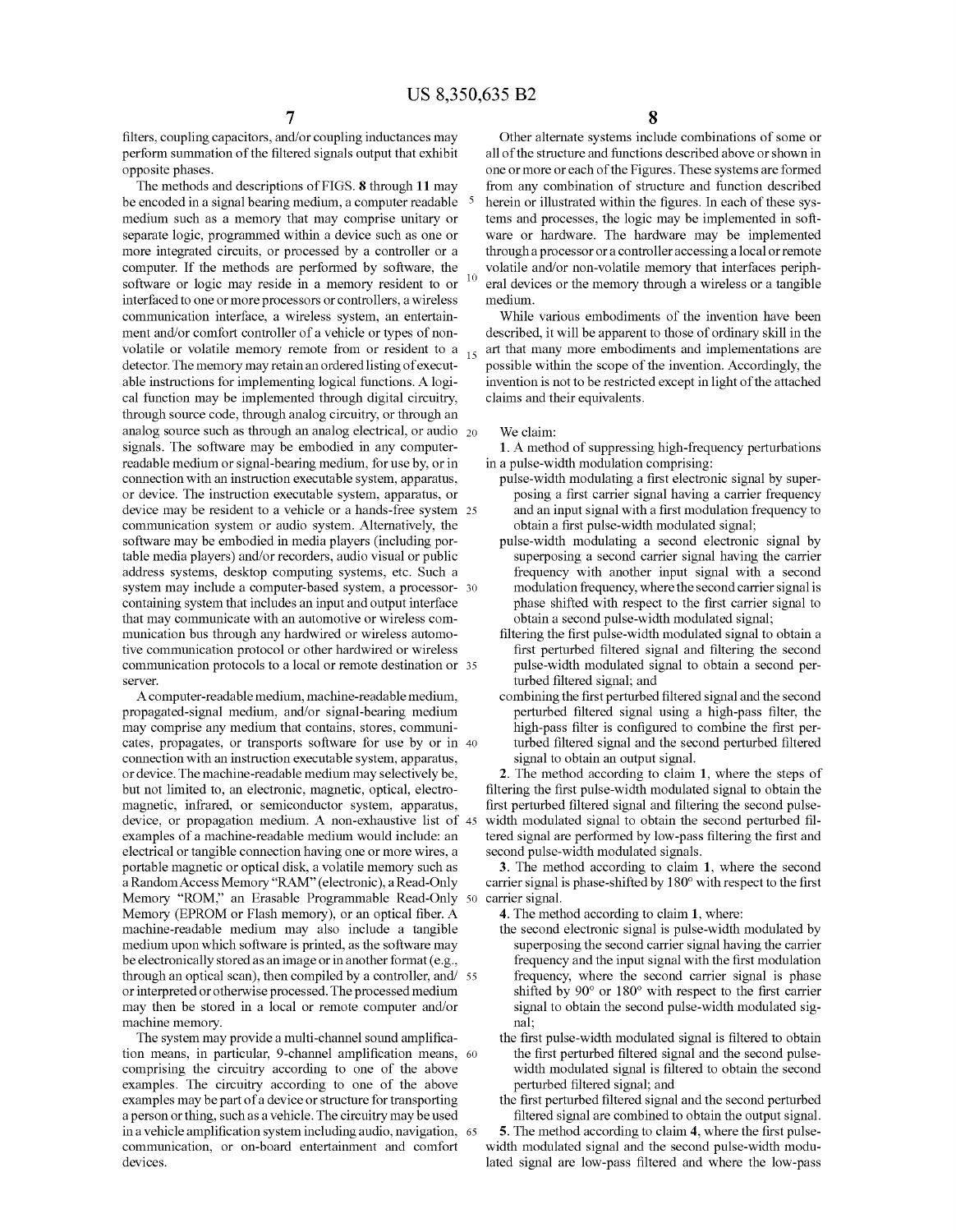filters, coupling capacitors, and/or coupling inductances may perform summation of the filtered signals output that exhibit opposite phases.

The methods and descriptions of FIGS. 8 through 11 may be encoded in a signal bearing medium, a computer readable medium such as a memory that may comprise unitary or separate logic, programmed within a device such as one or more integrated circuits, or processed by a controller or a computer. If the methods are performed by software, the software or logic may reside in a memory resident to or interfaced to one or more processors or controllers, a wireless communication interface, a wireless system, an entertainment and/or comfort controller of a vehicle or types of non-volatile or volatile memory remote from or resident to a detector. The memory may retain an ordered listing of executable instructions for implementing logical functions. A logical function may be implemented through digital circuitry, through source code, through analog circuitry, or through an analog source such as through an analog electrical, or audio signals. The software may be embodied in any computer-readable medium or signal-bearing medium, for use by, or in connection with an instruction executable system, apparatus, or device. The instruction executable system, apparatus, or device may be resident to a vehicle or a hands-free system communication system or audio system. Alternatively, the software may be embodied in media players (including portable media players) and/or recorders, audio visual or public address systems, desktop computing systems, etc. Such a system may include a computer-based system, a processor-containing system that includes an input and output interface that may communicate with an automotive or wireless communication bus through any hardwired or wireless automotive communication protocol or other hardwired or wireless communication protocols to a local or remote destination or server.

A computer-readable medium, machine-readable medium, propagated-signal medium, and/or signal-bearing medium may comprise any medium that contains, stores, communicates, propagates, or transports software for use by or in connection with an instruction executable system, apparatus, or device. The machine-readable medium may selectively be, but not limited to, an electronic, magnetic, optical, electromagnetic, infrared, or semiconductor system, apparatus, device, or propagation medium. A non-exhaustive list of examples of a machine-readable medium would include: an electrical or tangible connection having one or more wires, a portable magnetic or optical disk, a volatile memory such as a Random Access Memory "RAM" (electronic), a Read-Only Memory "ROM," an Erasable Programmable Read-Only Memory (EPROM or Flash memory), or an optical fiber. A machine-readable medium may also include a tangible medium upon which software is printed, as the software may be electronically stored as an image or in another format (e.g., through an optical scan), then compiled by a controller, and/or interpreted or otherwise processed. The processed medium may then be stored in a local or remote computer and/or machine memory.

The system may provide a multi-channel sound amplification means, in particular, 9-channel amplification means, comprising the circuitry according to one of the above examples. The circuitry according to one of the above examples may be part of a device or structure for transporting a person or thing, such as a vehicle. The circuitry may be used in a vehicle amplification system including audio, navigation, communication, or on-board entertainment and comfort devices.

Other alternate systems include combinations of some or all of the structure and functions described above or shown in one or more or each of the Figures. These systems are formed from any combination of structure and function described herein or illustrated within the figures. In each of these systems and processes, the logic may be implemented in software or hardware. The hardware may be implemented through a processor or a controller accessing a local or remote volatile and/or non-volatile memory that interfaces peripheral devices or the memory through a wireless or a tangible medium.

While various embodiments of the invention have been described, it will be apparent to those of ordinary skill in the art that many more embodiments and implementations are possible within the scope of the invention. Accordingly, the invention is not to be restricted except in light of the attached claims and their equivalents.

We claim:

1. A method of suppressing high-frequency perturbations in a pulse-width modulation comprising:
   - pulse-width modulating a first electronic signal by superposing a first carrier signal having a carrier frequency and an input signal with a first modulation frequency to obtain a first pulse-width modulated signal;
   - pulse-width modulating a second electronic signal by superposing a second carrier signal having the carrier frequency with another input signal with a second modulation frequency, where the second carrier signal is phase shifted with respect to the first carrier signal to obtain a second pulse-width modulated signal;
   - filtering the first pulse-width modulated signal to obtain a first perturbed filtered signal and filtering the second pulse-width modulated signal to obtain a second perturbed filtered signal; and
   - combining the first perturbed filtered signal and the second perturbed filtered signal using a high-pass filter, the high-pass filter is configured to combine the first perturbed filtered signal and the second perturbed filtered signal to obtain an output signal.

2. The method according to claim 1, where the steps of filtering the first pulse-width modulated signal to obtain the first perturbed filtered signal and filtering the second pulse-width modulated signal to obtain the second perturbed filtered signal are performed by low-pass filtering the first and second pulse-width modulated signals.

3. The method according to claim 1, where the second carrier signal is phase-shifted by 180° with respect to the first carrier signal.

4. The method according to claim 1, where:
   - the second electronic signal is pulse-width modulated by superposing the second carrier signal having the carrier frequency and the input signal with the first modulation frequency, where the second carrier signal is phase shifted by 90° or 180° with respect to the first carrier signal to obtain the second pulse-width modulated signal;
   - the first pulse-width modulated signal is filtered to obtain the first perturbed filtered signal and the second pulse-width modulated signal is filtered to obtain the second perturbed filtered signal; and
   - the first perturbed filtered signal and the second perturbed filtered signal are combined to obtain the output signal.

5. The method according to claim 4, where the first pulse-width modulated signal and the second pulse-width modulated signal are low-pass filtered and where the low-pass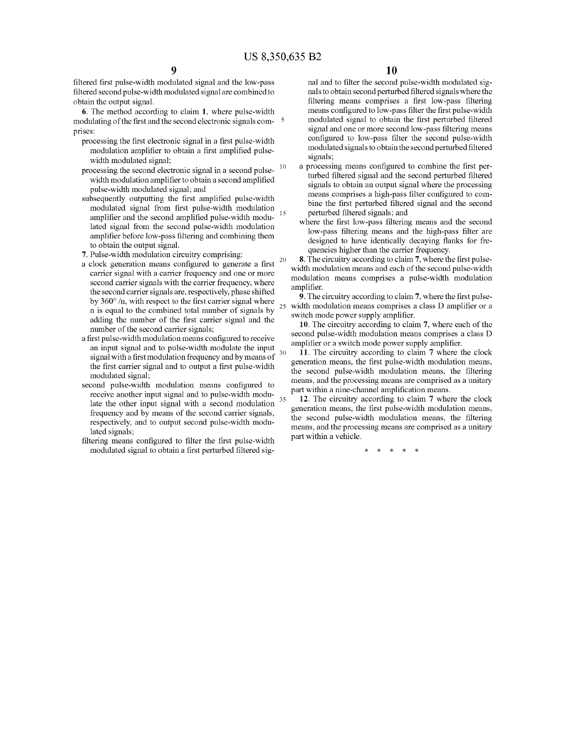filtered first pulse-width modulated signal and the low-pass filtered second pulse-width modulated signal are combined to obtain the output signal.

**6**. The method according to claim **1**, where pulse-width modulating of the first and the second electronic signals comprises:

- processing the first electronic signal in a first pulse-width modulation amplifier to obtain a first amplified pulse-width modulated signal;
- processing the second electronic signal in a second pulse-width modulation amplifier to obtain a second amplified pulse-width modulated signal; and
- subsequently outputting the first amplified pulse-width modulated signal from first pulse-width modulation amplifier and the second amplified pulse-width modulated signal from the second pulse-width modulation amplifier before low-pass filtering and combining them to obtain the output signal.

**7**. Pulse-width modulation circuitry comprising:

- a clock generation means configured to generate a first carrier signal with a carrier frequency and one or more second carrier signals with the carrier frequency, where the second carrier signals are, respectively, phase shifted by 360° /n, with respect to the first carrier signal where n is equal to the combined total number of signals by adding the number of the first carrier signal and the number of the second carrier signals;
- a first pulse-width modulation means configured to receive an input signal and to pulse-width modulate the input signal with a first modulation frequency and by means of the first carrier signal and to output a first pulse-width modulated signal;
- second pulse-width modulation means configured to receive another input signal and to pulse-width modulate the other input signal with a second modulation frequency and by means of the second carrier signals, respectively, and to output second pulse-width modulated signals;
- filtering means configured to filter the first pulse-width modulated signal to obtain a first perturbed filtered signal and to filter the second pulse-width modulated signals to obtain second perturbed filtered signals where the filtering means comprises a first low-pass filtering means configured to low-pass filter the first pulse-width modulated signal to obtain the first perturbed filtered signal and one or more second low-pass filtering means configured to low-pass filter the second pulse-width modulated signals to obtain the second perturbed filtered signals;
- a processing means configured to combine the first perturbed filtered signal and the second perturbed filtered signals to obtain an output signal where the processing means comprises a high-pass filter configured to combine the first perturbed filtered signal and the second perturbed filtered signals; and
- where the first low-pass filtering means and the second low-pass filtering means and the high-pass filter are designed to have identically decaying flanks for frequencies higher than the carrier frequency.

**8**. The circuitry according to claim **7**, where the first pulse-width modulation means and each of the second pulse-width modulation means comprises a pulse-width modulation amplifier.

**9**. The circuitry according to claim **7**, where the first pulse-width modulation means comprises a class D amplifier or a switch mode power supply amplifier.

**10**. The circuitry according to claim **7**, where each of the second pulse-width modulation means comprises a class D amplifier or a switch mode power supply amplifier.

**11**. The circuitry according to claim **7** where the clock generation means, the first pulse-width modulation means, the second pulse-width modulation means, the filtering means, and the processing means are comprised as a unitary part within a nine-channel amplification means.

**12**. The circuitry according to claim **7** where the clock generation means, the first pulse-width modulation means, the second pulse-width modulation means, the filtering means, and the processing means are comprised as a unitary part within a vehicle.

* * * * *